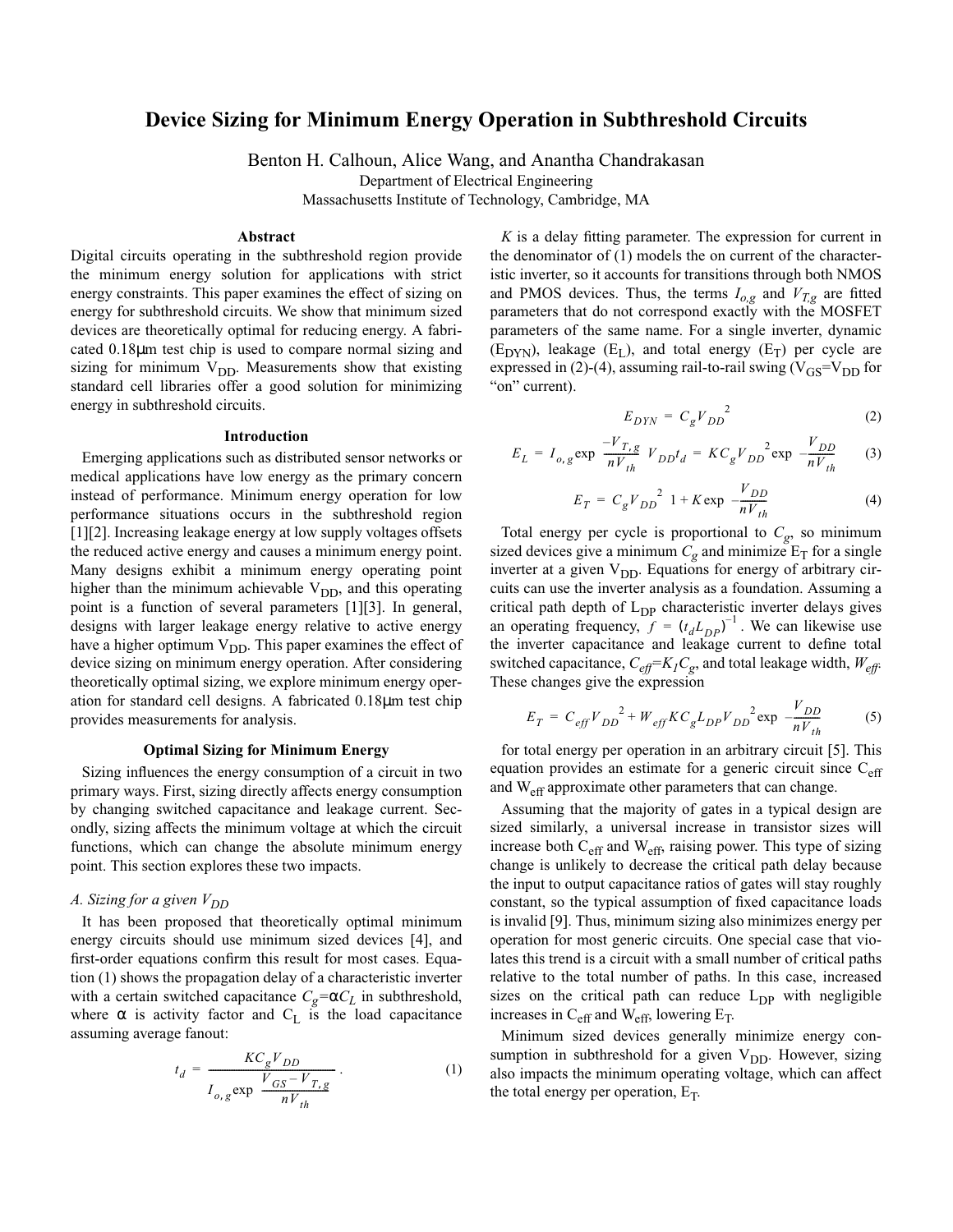# Device Sizing for Minimum Energy Operation in Subthreshold Circuits

Benton H. Calhoun, Alice Wang, and Anantha Chandrakasan

Department of Electrical Engineering

Massachusetts Institute of Technology, Cambridge, MA

## Abstract

Digital circuits operating in the subthreshold region provide the minimum energy solution for applications with strict energy constraints. This paper examines the effect of sizing on energy for subthreshold circuits. We show that minimum sized devices are theoretically optimal for reducing energy. A fabricated 0.18μm test chip is used to compare normal sizing and sizing for minimum $V_{DD}$. Measurements show that existing standard cell libraries offer a good solution for minimizing energy in subthreshold circuits.

## Introduction

Emerging applications such as distributed sensor networks or medical applications have low energy as the primary concern instead of performance. Minimum energy operation for low performance situations occurs in the subthreshold region [1][2]. Increasing leakage energy at low supply voltages offsets the reduced active energy and causes a minimum energy point. Many designs exhibit a minimum energy operating point higher than the minimum achievable $V_{DD}$, and this operating point is a function of several parameters [1][3]. In general, designs with larger leakage energy relative to active energy have a higher optimum $V_{DD}$. This paper examines the effect of device sizing on minimum energy operation. After considering theoretically optimal sizing, we explore minimum energy operation for standard cell designs. A fabricated 0.18μm test chip provides measurements for analysis.

## Optimal Sizing for Minimum Energy

Sizing influences the energy consumption of a circuit in two primary ways. First, sizing directly affects energy consumption by changing switched capacitance and leakage current. Secondly, sizing affects the minimum voltage at which the circuit functions, which can change the absolute minimum energy point. This section explores these two impacts.

### *A. Sizing for a given $V_{DD}$*

It has been proposed that theoretically optimal minimum energy circuits should use minimum sized devices [4], and first-order equations confirm this result for most cases. Equation (1) shows the propagation delay of a characteristic inverter with a certain switched capacitance $C_g=\alpha C_L$ in subthreshold, where $\alpha$ is activity factor and $C_L$ is the load capacitance assuming average fanout:

$$t_d = \frac{KC_gV_{DD}}{I_{o,g}\exp\left(\frac{V_{GS}-V_{T,g}}{nV_{th}}\right)} \quad (1)$$

$K$ is a delay fitting parameter. The expression for current in the denominator of (1) models the on current of the characteristic inverter, so it accounts for transitions through both NMOS and PMOS devices. Thus, the terms $I_{o,g}$ and $V_{T,g}$ are fitted parameters that do not correspond exactly with the MOSFET parameters of the same name. For a single inverter, dynamic ($E_{DYN}$), leakage ($E_L$), and total energy ($E_T$) per cycle are expressed in (2)-(4), assuming rail-to-rail swing ($V_{GS}=V_{DD}$ for "on" current).

$$E_{DYN} = C_gV_{DD}^2 \quad (2)$$

$$E_L = I_{o,g}\exp\left(\frac{-V_{T,g}}{nV_{th}}\right)V_{DD}t_d = KC_gV_{DD}^2\exp\left(-\frac{V_{DD}}{nV_{th}}\right) \quad (3)$$

$$E_T = C_gV_{DD}^2\left(1+K\exp\left(-\frac{V_{DD}}{nV_{th}}\right)\right) \quad (4)$$

Total energy per cycle is proportional to $C_g$, so minimum sized devices give a minimum $C_g$ and minimize $E_T$ for a single inverter at a given $V_{DD}$. Equations for energy of arbitrary circuits can use the inverter analysis as a foundation. Assuming a critical path depth of $L_{DP}$ characteristic inverter delays gives an operating frequency, $f = (t_dL_{DP})^{-1}$. We can likewise use the inverter capacitance and leakage current to define total switched capacitance, $C_{eff}=K_1C_g$, and total leakage width, $W_{eff}$. These changes give the expression

$$E_T = C_{eff}V_{DD}^2 + W_{eff}KC_gL_{DP}V_{DD}^2\exp\left(-\frac{V_{DD}}{nV_{th}}\right) \quad (5)$$

for total energy per operation in an arbitrary circuit [5]. This equation provides an estimate for a generic circuit since $C_{eff}$ and $W_{eff}$ approximate other parameters that can change.

Assuming that the majority of gates in a typical design are sized similarly, a universal increase in transistor sizes will increase both $C_{eff}$ and $W_{eff}$, raising power. This type of sizing change is unlikely to decrease the critical path delay because the input to output capacitance ratios of gates will stay roughly constant, so the typical assumption of fixed capacitance loads is invalid [9]. Thus, minimum sizing also minimizes energy per operation for most generic circuits. One special case that violates this trend is a circuit with a small number of critical paths relative to the total number of paths. In this case, increased sizes on the critical path can reduce $L_{DP}$ with negligible increases in $C_{eff}$ and $W_{eff}$, lowering $E_T$.

Minimum sized devices generally minimize energy consumption in subthreshold for a given $V_{DD}$. However, sizing also impacts the minimum operating voltage, which can affect the total energy per operation, $E_T$.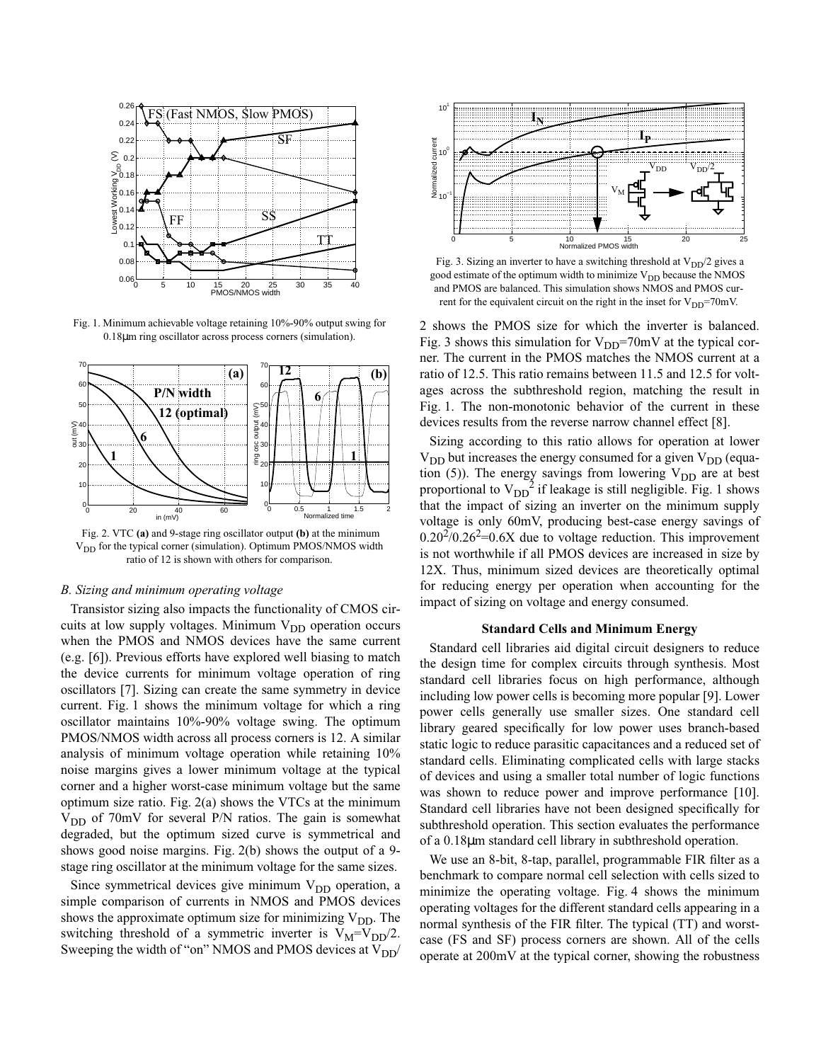Fig. 1. Minimum achievable voltage retaining 10%-90% output swing for 0.18μm ring oscillator across process corners (simulation).

Fig. 2. VTC **(a)** and 9-stage ring oscillator output **(b)** at the minimum $V_{DD}$ for the typical corner (simulation). Optimum PMOS/NMOS width ratio of 12 is shown with others for comparison.

### *B. Sizing and minimum operating voltage*

Transistor sizing also impacts the functionality of CMOS circuits at low supply voltages. Minimum $V_{DD}$ operation occurs when the PMOS and NMOS devices have the same current (e.g. [6]). Previous efforts have explored well biasing to match the device currents for minimum voltage operation of ring oscillators [7]. Sizing can create the same symmetry in device current. Fig. 1 shows the minimum voltage for which a ring oscillator maintains 10%-90% voltage swing. The optimum PMOS/NMOS width across all process corners is 12. A similar analysis of minimum voltage operation while retaining 10% noise margins gives a lower minimum voltage at the typical corner and a higher worst-case minimum voltage but the same optimum size ratio. Fig. 2(a) shows the VTCs at the minimum $V_{DD}$ of 70mV for several P/N ratios. The gain is somewhat degraded, but the optimum sized curve is symmetrical and shows good noise margins. Fig. 2(b) shows the output of a 9-stage ring oscillator at the minimum voltage for the same sizes.

Since symmetrical devices give minimum $V_{DD}$ operation, a simple comparison of currents in NMOS and PMOS devices shows the approximate optimum size for minimizing $V_{DD}$. The switching threshold of a symmetric inverter is $V_M=V_{DD}/2$. Sweeping the width of "on" NMOS and PMOS devices at $V_{DD}/2$ shows the PMOS size for which the inverter is balanced. Fig. 3 shows this simulation for $V_{DD}$=70mV at the typical corner. The current in the PMOS matches the NMOS current at a ratio of 12.5. This ratio remains between 11.5 and 12.5 for voltages across the subthreshold region, matching the result in Fig. 1. The non-monotonic behavior of the current in these devices results from the reverse narrow channel effect [8].

Fig. 3. Sizing an inverter to have a switching threshold at $V_{DD}/2$ gives a good estimate of the optimum width to minimize $V_{DD}$ because the NMOS and PMOS are balanced. This simulation shows NMOS and PMOS current for the equivalent circuit on the right in the inset for $V_{DD}$=70mV.

Sizing according to this ratio allows for operation at lower $V_{DD}$ but increases the energy consumed for a given $V_{DD}$ (equation (5)). The energy savings from lowering $V_{DD}$ are at best proportional to $V_{DD}^2$ if leakage is still negligible. Fig. 1 shows that the impact of sizing an inverter on the minimum supply voltage is only 60mV, producing best-case energy savings of $0.20^2/0.26^2$=0.6X due to voltage reduction. This improvement is not worthwhile if all PMOS devices are increased in size by 12X. Thus, minimum sized devices are theoretically optimal for reducing energy per operation when accounting for the impact of sizing on voltage and energy consumed.

#### Standard Cells and Minimum Energy

Standard cell libraries aid digital circuit designers to reduce the design time for complex circuits through synthesis. Most standard cell libraries focus on high performance, although including low power cells is becoming more popular [9]. Lower power cells generally use smaller sizes. One standard cell library geared specifically for low power uses branch-based static logic to reduce parasitic capacitances and a reduced set of standard cells. Eliminating complicated cells with large stacks of devices and using a smaller total number of logic functions was shown to reduce power and improve performance [10]. Standard cell libraries have not been designed specifically for subthreshold operation. This section evaluates the performance of a 0.18μm standard cell library in subthreshold operation.

We use an 8-bit, 8-tap, parallel, programmable FIR filter as a benchmark to compare normal cell selection with cells sized to minimize the operating voltage. Fig. 4 shows the minimum operating voltages for the different standard cells appearing in a normal synthesis of the FIR filter. The typical (TT) and worst-case (FS and SF) process corners are shown. All of the cells operate at 200mV at the typical corner, showing the robustness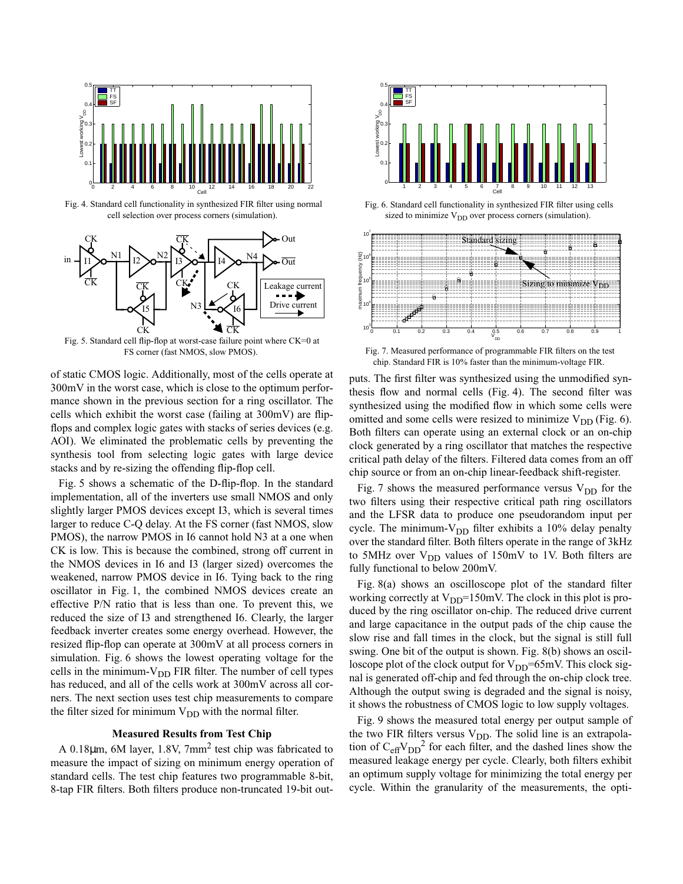Fig. 4. Standard cell functionality in synthesized FIR filter using normal cell selection over process corners (simulation).

Fig. 5. Standard cell flip-flop at worst-case failure point where CK=0 at FS corner (fast NMOS, slow PMOS).

of static CMOS logic. Additionally, most of the cells operate at 300mV in the worst case, which is close to the optimum performance shown in the previous section for a ring oscillator. The cells which exhibit the worst case (failing at 300mV) are flip-flops and complex logic gates with stacks of series devices (e.g. AOI). We eliminated the problematic cells by preventing the synthesis tool from selecting logic gates with large device stacks and by re-sizing the offending flip-flop cell.

Fig. 5 shows a schematic of the D-flip-flop. In the standard implementation, all of the inverters use small NMOS and only slightly larger PMOS devices except I3, which is several times larger to reduce C-Q delay. At the FS corner (fast NMOS, slow PMOS), the narrow PMOS in I6 cannot hold N3 at a one when CK is low. This is because the combined, strong off current in the NMOS devices in I6 and I3 (larger sized) overcomes the weakened, narrow PMOS device in I6. Tying back to the ring oscillator in Fig. 1, the combined NMOS devices create an effective P/N ratio that is less than one. To prevent this, we reduced the size of I3 and strengthened I6. Clearly, the larger feedback inverter creates some energy overhead. However, the resized flip-flop can operate at 300mV at all process corners in simulation. Fig. 6 shows the lowest operating voltage for the cells in the minimum-$V_{DD}$ FIR filter. The number of cell types has reduced, and all of the cells work at 300mV across all corners. The next section uses test chip measurements to compare the filter sized for minimum $V_{DD}$ with the normal filter.

### Measured Results from Test Chip

A 0.18μm, 6M layer, 1.8V, 7mm$^2$ test chip was fabricated to measure the impact of sizing on minimum energy operation of standard cells. The test chip features two programmable 8-bit, 8-tap FIR filters. Both filters produce non-truncated 19-bit outputs. The first filter was synthesized using the unmodified synthesis flow and normal cells (Fig. 4). The second filter was synthesized using the modified flow in which some cells were omitted and some cells were resized to minimize $V_{DD}$ (Fig. 6). Both filters can operate using an external clock or an on-chip clock generated by a ring oscillator that matches the respective critical path delay of the filters. Filtered data comes from an off chip source or from an on-chip linear-feedback shift-register.

Fig. 6. Standard cell functionality in synthesized FIR filter using cells sized to minimize $V_{DD}$ over process corners (simulation).

Fig. 7. Measured performance of programmable FIR filters on the test chip. Standard FIR is 10% faster than the minimum-voltage FIR.

Fig. 7 shows the measured performance versus $V_{DD}$ for the two filters using their respective critical path ring oscillators and the LFSR data to produce one pseudorandom input per cycle. The minimum-$V_{DD}$ filter exhibits a 10% delay penalty over the standard filter. Both filters operate in the range of 3kHz to 5MHz over $V_{DD}$ values of 150mV to 1V. Both filters are fully functional to below 200mV.

Fig. 8(a) shows an oscilloscope plot of the standard filter working correctly at $V_{DD}$=150mV. The clock in this plot is produced by the ring oscillator on-chip. The reduced drive current and large capacitance in the output pads of the chip cause the slow rise and fall times in the clock, but the signal is still full swing. One bit of the output is shown. Fig. 8(b) shows an oscilloscope plot of the clock output for $V_{DD}$=65mV. This clock signal is generated off-chip and fed through the on-chip clock tree. Although the output swing is degraded and the signal is noisy, it shows the robustness of CMOS logic to low supply voltages.

Fig. 9 shows the measured total energy per output sample of the two FIR filters versus $V_{DD}$. The solid line is an extrapolation of $C_{eff}V_{DD}^2$ for each filter, and the dashed lines show the measured leakage energy per cycle. Clearly, both filters exhibit an optimum supply voltage for minimizing the total energy per cycle. Within the granularity of the measurements, the opti-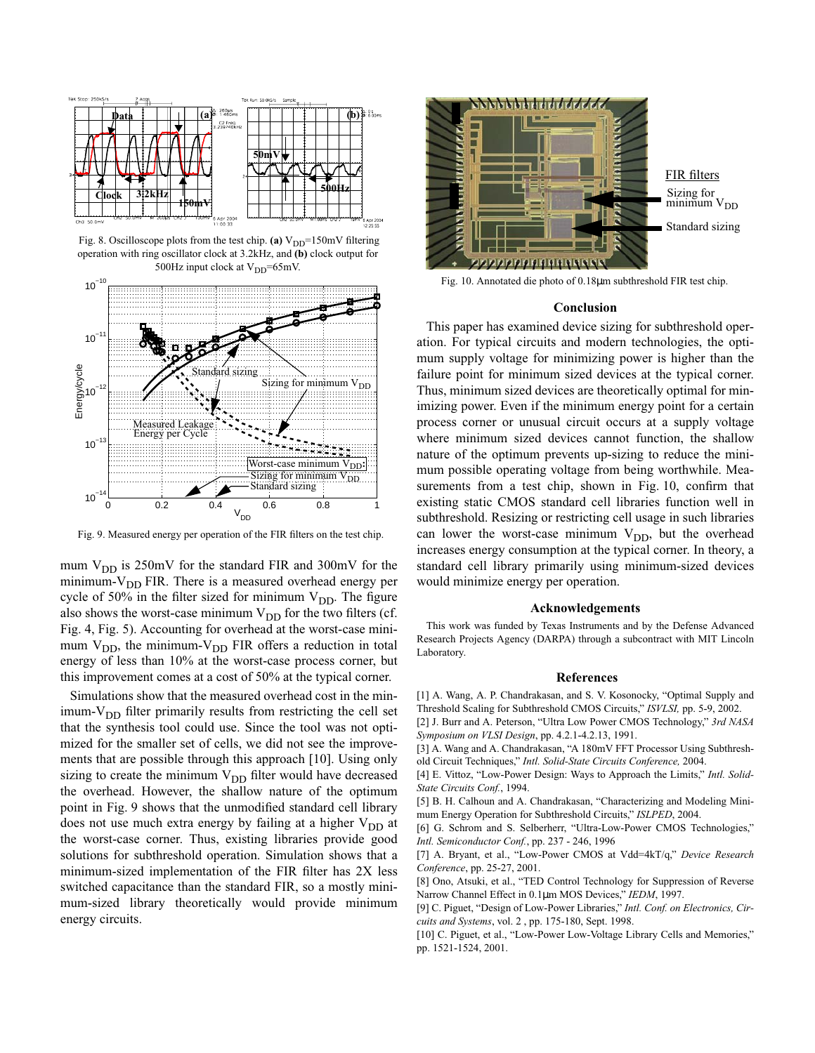Data (a)

Clock 3.2kHz 150mV

50mV (b)

500Hz

Fig. 8. Oscilloscope plots from the test chip. **(a)** $V_{DD}$=150mV filtering operation with ring oscillator clock at 3.2kHz, and **(b)** clock output for 500Hz input clock at $V_{DD}$=65mV.

$10^{-10}$
$10^{-11}$
$10^{-12}$
$10^{-13}$
$10^{-14}$
Energy/cycle
0 0.2 0.4 0.6 0.8 1
$V_{DD}$
Standard sizing
Sizing for minimum $V_{DD}$
Measured Leakage Energy per Cycle
Worst-case minimum $V_{DD}$:
Sizing for minimum $V_{DD}$
Standard sizing

Fig. 9. Measured energy per operation of the FIR filters on the test chip.

mum $V_{DD}$ is 250mV for the standard FIR and 300mV for the minimum-$V_{DD}$ FIR. There is a measured overhead energy per cycle of 50% in the filter sized for minimum $V_{DD}$. The figure also shows the worst-case minimum $V_{DD}$ for the two filters (cf. Fig. 4, Fig. 5). Accounting for overhead at the worst-case minimum $V_{DD}$, the minimum-$V_{DD}$ FIR offers a reduction in total energy of less than 10% at the worst-case process corner, but this improvement comes at a cost of 50% at the typical corner.

Simulations show that the measured overhead cost in the minimum-$V_{DD}$ filter primarily results from restricting the cell set that the synthesis tool could use. Since the tool was not optimized for the smaller set of cells, we did not see the improvements that are possible through this approach [10]. Using only sizing to create the minimum $V_{DD}$ filter would have decreased the overhead. However, the shallow nature of the optimum point in Fig. 9 shows that the unmodified standard cell library does not use much extra energy by failing at a higher $V_{DD}$ at the worst-case corner. Thus, existing libraries provide good solutions for subthreshold operation. Simulation shows that a minimum-sized implementation of the FIR filter has 2X less switched capacitance than the standard FIR, so a mostly minimum-sized library theoretically would provide minimum energy circuits.

FIR filters
Sizing for minimum $V_{DD}$
Standard sizing

Fig. 10. Annotated die photo of 0.18µm subthreshold FIR test chip.

## Conclusion

This paper has examined device sizing for subthreshold operation. For typical circuits and modern technologies, the optimum supply voltage for minimizing power is higher than the failure point for minimum sized devices at the typical corner. Thus, minimum sized devices are theoretically optimal for minimizing power. Even if the minimum energy point for a certain process corner or unusual circuit occurs at a supply voltage where minimum sized devices cannot function, the shallow nature of the optimum prevents up-sizing to reduce the minimum possible operating voltage from being worthwhile. Measurements from a test chip, shown in Fig. 10, confirm that existing static CMOS standard cell libraries function well in subthreshold. Resizing or restricting cell usage in such libraries can lower the worst-case minimum $V_{DD}$, but the overhead increases energy consumption at the typical corner. In theory, a standard cell library primarily using minimum-sized devices would minimize energy per operation.

## Acknowledgements

This work was funded by Texas Instruments and by the Defense Advanced Research Projects Agency (DARPA) through a subcontract with MIT Lincoln Laboratory.

## References

[1] A. Wang, A. P. Chandrakasan, and S. V. Kosonocky, "Optimal Supply and Threshold Scaling for Subthreshold CMOS Circuits," *ISVLSI,* pp. 5-9, 2002.

[2] J. Burr and A. Peterson, "Ultra Low Power CMOS Technology," *3rd NASA Symposium on VLSI Design*, pp. 4.2.1-4.2.13, 1991.

[3] A. Wang and A. Chandrakasan, "A 180mV FFT Processor Using Subthreshold Circuit Techniques," *Intl. Solid-State Circuits Conference,* 2004.

[4] E. Vittoz, "Low-Power Design: Ways to Approach the Limits," *Intl. Solid-State Circuits Conf.*, 1994.

[5] B. H. Calhoun and A. Chandrakasan, "Characterizing and Modeling Minimum Energy Operation for Subthreshold Circuits," *ISLPED*, 2004.

[6] G. Schrom and S. Selberherr, "Ultra-Low-Power CMOS Technologies," *Intl. Semiconductor Conf.*, pp. 237 - 246, 1996

[7] A. Bryant, et al., "Low-Power CMOS at Vdd=4kT/q," *Device Research Conference*, pp. 25-27, 2001.

[8] Ono, Atsuki, et al., "TED Control Technology for Suppression of Reverse Narrow Channel Effect in 0.1µm MOS Devices," *IEDM*, 1997.

[9] C. Piguet, "Design of Low-Power Libraries," *Intl. Conf. on Electronics, Circuits and Systems*, vol. 2 , pp. 175-180, Sept. 1998.

[10] C. Piguet, et al., "Low-Power Low-Voltage Library Cells and Memories," pp. 1521-1524, 2001.